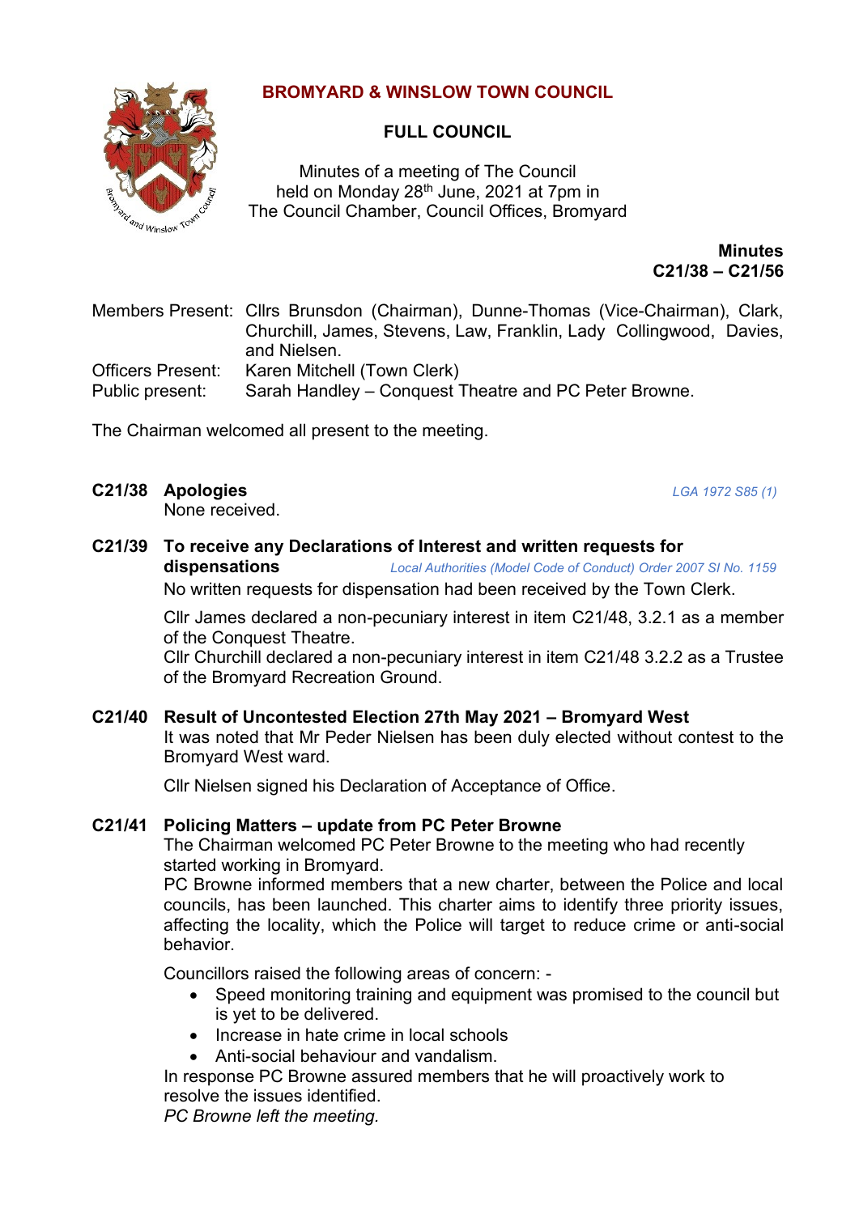# BROMYARD & WINSLOW TOWN COUNCIL

## FULL COUNCIL

Minutes of a meeting of The Council
held on Monday 28th June, 2021 at 7pm in
The Council Chamber, Council Offices, Bromyard

**Minutes**
**C21/38 – C21/56**

Members Present: Cllrs Brunsdon (Chairman), Dunne-Thomas (Vice-Chairman), Clark, Churchill, James, Stevens, Law, Franklin, Lady Collingwood, Davies, and Nielsen.
Officers Present: Karen Mitchell (Town Clerk)
Public present: Sarah Handley – Conquest Theatre and PC Peter Browne.

The Chairman welcomed all present to the meeting.

### C21/38 Apologies

*LGA 1972 S85 (1)*

None received.

### C21/39 To receive any Declarations of Interest and written requests for dispensations

*Local Authorities (Model Code of Conduct) Order 2007 SI No. 1159*

No written requests for dispensation had been received by the Town Clerk.

Cllr James declared a non-pecuniary interest in item C21/48, 3.2.1 as a member of the Conquest Theatre.
Cllr Churchill declared a non-pecuniary interest in item C21/48 3.2.2 as a Trustee of the Bromyard Recreation Ground.

### C21/40 Result of Uncontested Election 27th May 2021 – Bromyard West

It was noted that Mr Peder Nielsen has been duly elected without contest to the Bromyard West ward.

Cllr Nielsen signed his Declaration of Acceptance of Office.

### C21/41 Policing Matters – update from PC Peter Browne

The Chairman welcomed PC Peter Browne to the meeting who had recently started working in Bromyard.
PC Browne informed members that a new charter, between the Police and local councils, has been launched. This charter aims to identify three priority issues, affecting the locality, which the Police will target to reduce crime or anti-social behavior.

Councillors raised the following areas of concern: -

- Speed monitoring training and equipment was promised to the council but is yet to be delivered.
- Increase in hate crime in local schools
- Anti-social behaviour and vandalism.

In response PC Browne assured members that he will proactively work to resolve the issues identified.
*PC Browne left the meeting.*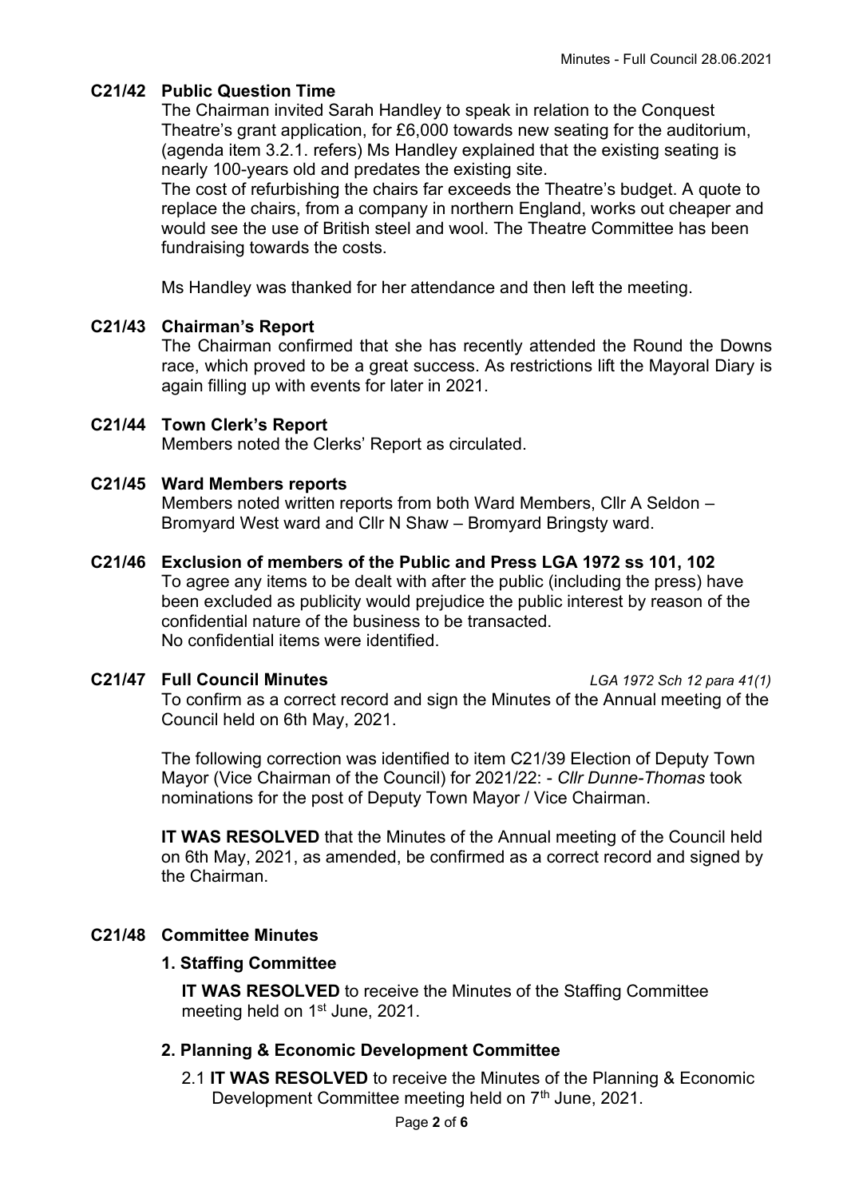## C21/42 Public Question Time

The Chairman invited Sarah Handley to speak in relation to the Conquest Theatre's grant application, for £6,000 towards new seating for the auditorium, (agenda item 3.2.1. refers) Ms Handley explained that the existing seating is nearly 100-years old and predates the existing site.

The cost of refurbishing the chairs far exceeds the Theatre's budget. A quote to replace the chairs, from a company in northern England, works out cheaper and would see the use of British steel and wool. The Theatre Committee has been fundraising towards the costs.

Ms Handley was thanked for her attendance and then left the meeting.

## C21/43 Chairman's Report

The Chairman confirmed that she has recently attended the Round the Downs race, which proved to be a great success. As restrictions lift the Mayoral Diary is again filling up with events for later in 2021.

## C21/44 Town Clerk's Report

Members noted the Clerks' Report as circulated.

## C21/45 Ward Members reports

Members noted written reports from both Ward Members, Cllr A Seldon – Bromyard West ward and Cllr N Shaw – Bromyard Bringsty ward.

## C21/46 Exclusion of members of the Public and Press LGA 1972 ss 101, 102

To agree any items to be dealt with after the public (including the press) have been excluded as publicity would prejudice the public interest by reason of the confidential nature of the business to be transacted.
No confidential items were identified.

## C21/47 Full Council Minutes

*LGA 1972 Sch 12 para 41(1)*

To confirm as a correct record and sign the Minutes of the Annual meeting of the Council held on 6th May, 2021.

The following correction was identified to item C21/39 Election of Deputy Town Mayor (Vice Chairman of the Council) for 2021/22: - *Cllr Dunne-Thomas* took nominations for the post of Deputy Town Mayor / Vice Chairman.

**IT WAS RESOLVED** that the Minutes of the Annual meeting of the Council held on 6th May, 2021, as amended, be confirmed as a correct record and signed by the Chairman.

## C21/48 Committee Minutes

### 1. Staffing Committee

**IT WAS RESOLVED** to receive the Minutes of the Staffing Committee meeting held on 1st June, 2021.

### 2. Planning & Economic Development Committee

2.1 **IT WAS RESOLVED** to receive the Minutes of the Planning & Economic Development Committee meeting held on 7th June, 2021.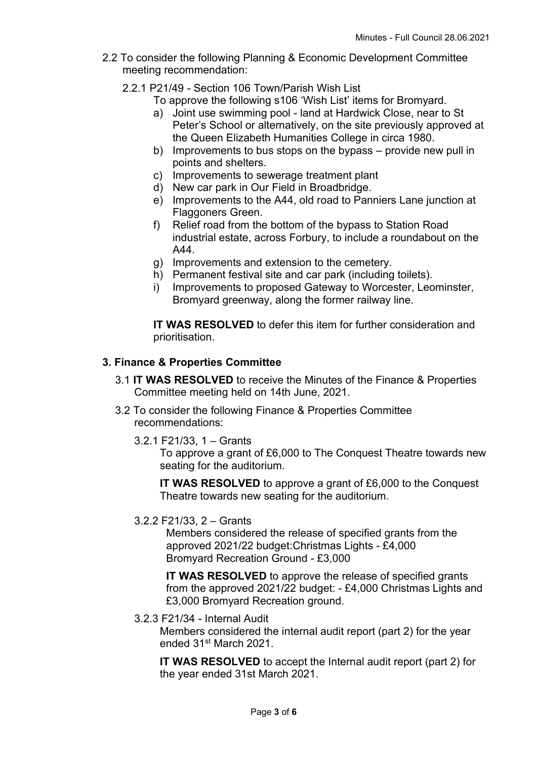2.2 To consider the following Planning & Economic Development Committee meeting recommendation:

2.2.1 P21/49 - Section 106 Town/Parish Wish List

To approve the following s106 'Wish List' items for Bromyard.

a) Joint use swimming pool - land at Hardwick Close, near to St Peter's School or alternatively, on the site previously approved at the Queen Elizabeth Humanities College in circa 1980.
b) Improvements to bus stops on the bypass – provide new pull in points and shelters.
c) Improvements to sewerage treatment plant
d) New car park in Our Field in Broadbridge.
e) Improvements to the A44, old road to Panniers Lane junction at Flaggoners Green.
f) Relief road from the bottom of the bypass to Station Road industrial estate, across Forbury, to include a roundabout on the A44.
g) Improvements and extension to the cemetery.
h) Permanent festival site and car park (including toilets).
i) Improvements to proposed Gateway to Worcester, Leominster, Bromyard greenway, along the former railway line.

**IT WAS RESOLVED** to defer this item for further consideration and prioritisation.

## 3. Finance & Properties Committee

3.1 **IT WAS RESOLVED** to receive the Minutes of the Finance & Properties Committee meeting held on 14th June, 2021.

3.2 To consider the following Finance & Properties Committee recommendations:

3.2.1 F21/33, 1 – Grants

To approve a grant of £6,000 to The Conquest Theatre towards new seating for the auditorium.

**IT WAS RESOLVED** to approve a grant of £6,000 to the Conquest Theatre towards new seating for the auditorium.

3.2.2 F21/33, 2 – Grants

Members considered the release of specified grants from the approved 2021/22 budget:Christmas Lights - £4,000
Bromyard Recreation Ground - £3,000

**IT WAS RESOLVED** to approve the release of specified grants from the approved 2021/22 budget: - £4,000 Christmas Lights and £3,000 Bromyard Recreation ground.

3.2.3 F21/34 - Internal Audit

Members considered the internal audit report (part 2) for the year ended 31st March 2021.

**IT WAS RESOLVED** to accept the Internal audit report (part 2) for the year ended 31st March 2021.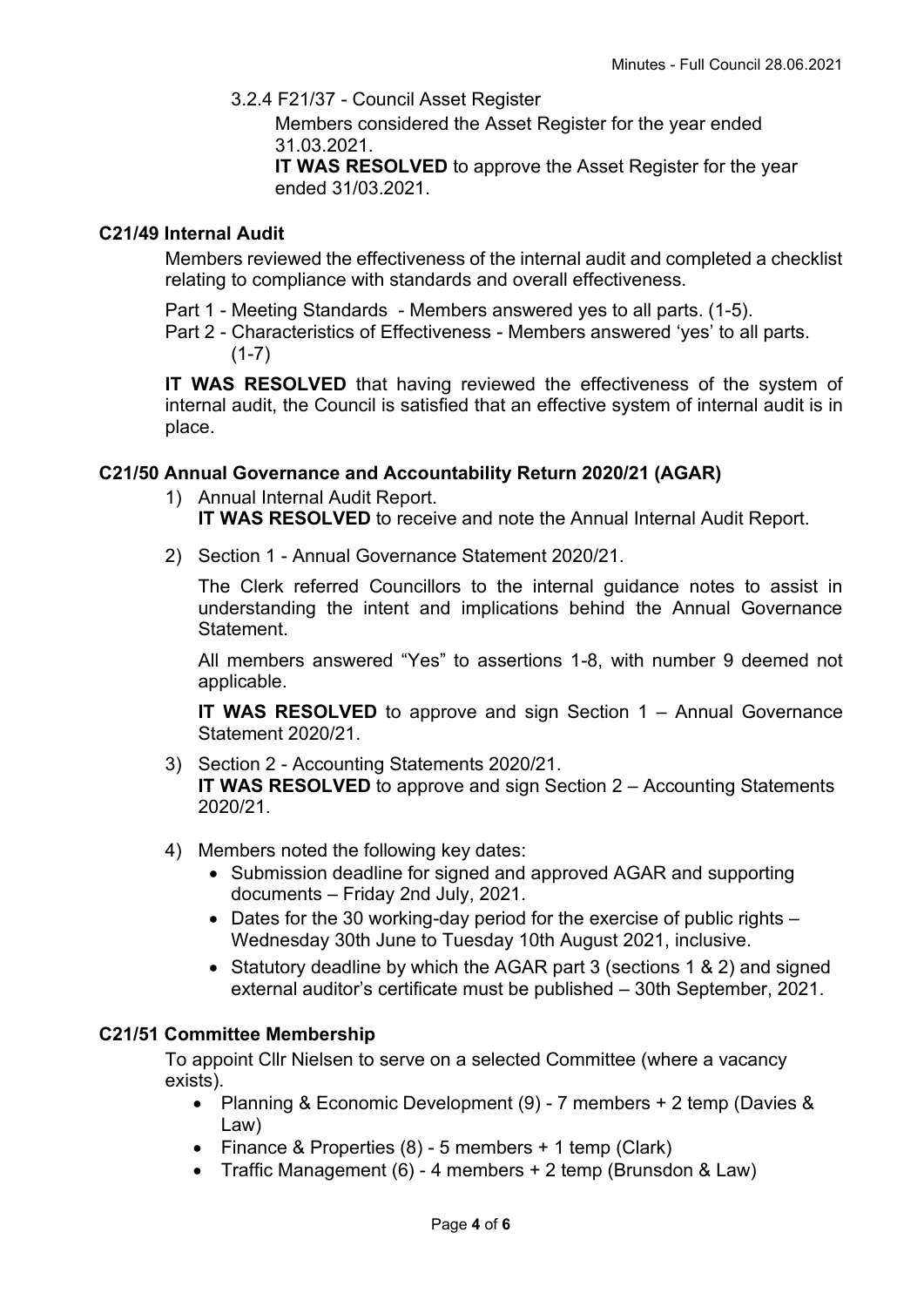3.2.4 F21/37 - Council Asset Register

Members considered the Asset Register for the year ended 31.03.2021.

**IT WAS RESOLVED** to approve the Asset Register for the year ended 31/03.2021.

### C21/49 Internal Audit

Members reviewed the effectiveness of the internal audit and completed a checklist relating to compliance with standards and overall effectiveness.

Part 1 - Meeting Standards - Members answered yes to all parts. (1-5).

Part 2 - Characteristics of Effectiveness - Members answered 'yes' to all parts. (1-7)

**IT WAS RESOLVED** that having reviewed the effectiveness of the system of internal audit, the Council is satisfied that an effective system of internal audit is in place.

### C21/50 Annual Governance and Accountability Return 2020/21 (AGAR)

1) Annual Internal Audit Report.
   **IT WAS RESOLVED** to receive and note the Annual Internal Audit Report.

2) Section 1 - Annual Governance Statement 2020/21.

   The Clerk referred Councillors to the internal guidance notes to assist in understanding the intent and implications behind the Annual Governance Statement.

   All members answered "Yes" to assertions 1-8, with number 9 deemed not applicable.

   **IT WAS RESOLVED** to approve and sign Section 1 – Annual Governance Statement 2020/21.

3) Section 2 - Accounting Statements 2020/21.
   **IT WAS RESOLVED** to approve and sign Section 2 – Accounting Statements 2020/21.

4) Members noted the following key dates:
   - Submission deadline for signed and approved AGAR and supporting documents – Friday 2nd July, 2021.
   - Dates for the 30 working-day period for the exercise of public rights – Wednesday 30th June to Tuesday 10th August 2021, inclusive.
   - Statutory deadline by which the AGAR part 3 (sections 1 & 2) and signed external auditor's certificate must be published – 30th September, 2021.

### C21/51 Committee Membership

To appoint Cllr Nielsen to serve on a selected Committee (where a vacancy exists).

- Planning & Economic Development (9) - 7 members + 2 temp (Davies & Law)
- Finance & Properties (8) - 5 members + 1 temp (Clark)
- Traffic Management (6) - 4 members + 2 temp (Brunsdon & Law)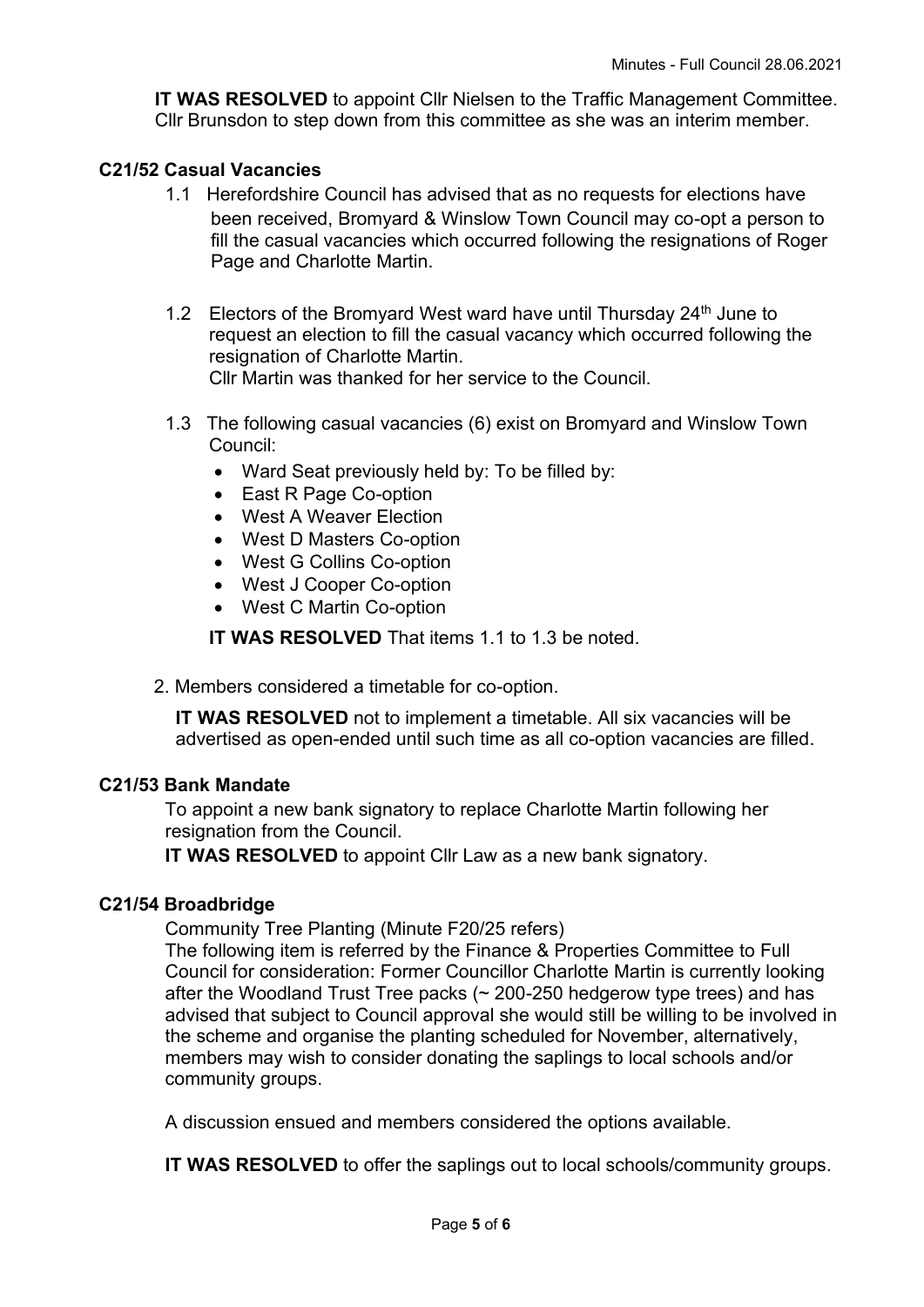**IT WAS RESOLVED** to appoint Cllr Nielsen to the Traffic Management Committee. Cllr Brunsdon to step down from this committee as she was an interim member.

### C21/52 Casual Vacancies

1.1 Herefordshire Council has advised that as no requests for elections have been received, Bromyard & Winslow Town Council may co-opt a person to fill the casual vacancies which occurred following the resignations of Roger Page and Charlotte Martin.

1.2 Electors of the Bromyard West ward have until Thursday 24th June to request an election to fill the casual vacancy which occurred following the resignation of Charlotte Martin.
Cllr Martin was thanked for her service to the Council.

1.3 The following casual vacancies (6) exist on Bromyard and Winslow Town Council:

- Ward Seat previously held by: To be filled by:
- East R Page Co-option
- West A Weaver Election
- West D Masters Co-option
- West G Collins Co-option
- West J Cooper Co-option
- West C Martin Co-option

**IT WAS RESOLVED** That items 1.1 to 1.3 be noted.

2. Members considered a timetable for co-option.

**IT WAS RESOLVED** not to implement a timetable. All six vacancies will be advertised as open-ended until such time as all co-option vacancies are filled.

### C21/53 Bank Mandate

To appoint a new bank signatory to replace Charlotte Martin following her resignation from the Council.
**IT WAS RESOLVED** to appoint Cllr Law as a new bank signatory.

### C21/54 Broadbridge

Community Tree Planting (Minute F20/25 refers)
The following item is referred by the Finance & Properties Committee to Full Council for consideration: Former Councillor Charlotte Martin is currently looking after the Woodland Trust Tree packs (~ 200-250 hedgerow type trees) and has advised that subject to Council approval she would still be willing to be involved in the scheme and organise the planting scheduled for November, alternatively, members may wish to consider donating the saplings to local schools and/or community groups.

A discussion ensued and members considered the options available.

**IT WAS RESOLVED** to offer the saplings out to local schools/community groups.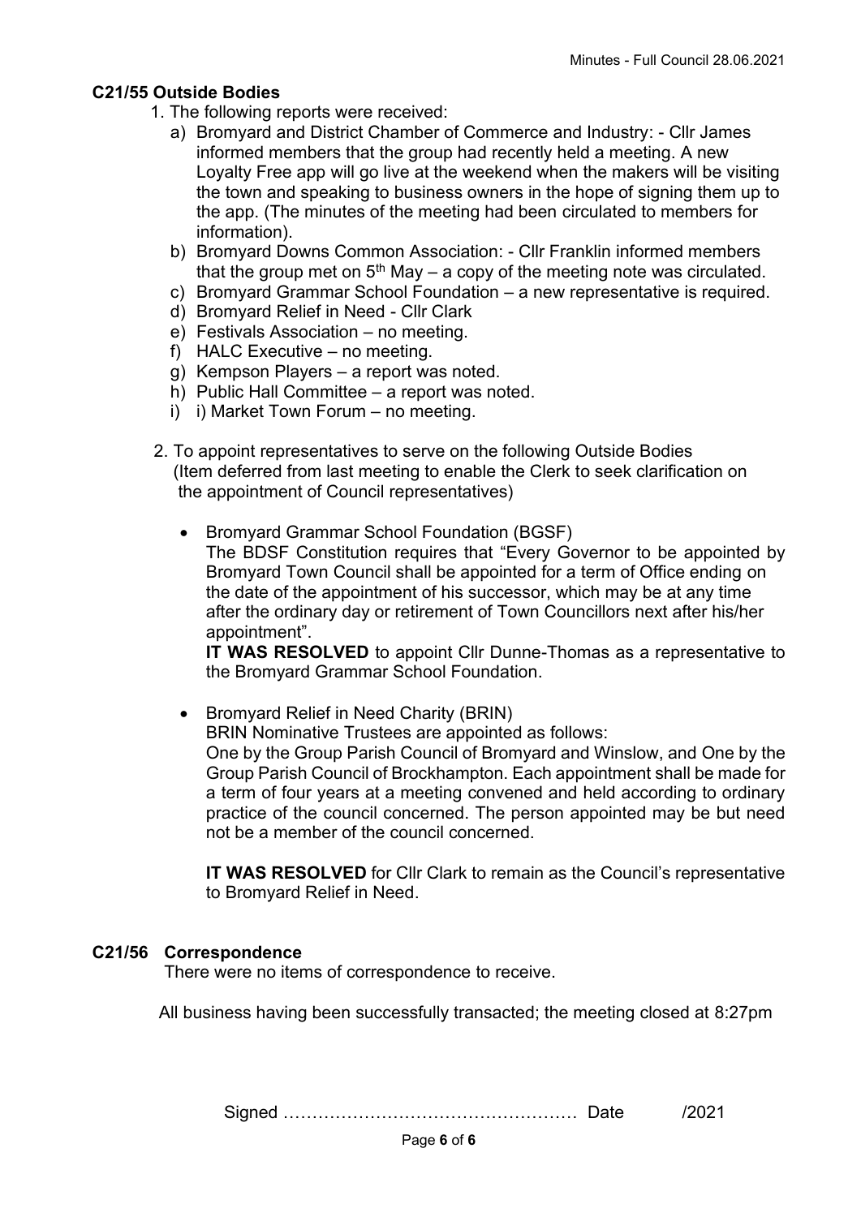### C21/55 Outside Bodies

1. The following reports were received:
   a) Bromyard and District Chamber of Commerce and Industry: - Cllr James informed members that the group had recently held a meeting. A new Loyalty Free app will go live at the weekend when the makers will be visiting the town and speaking to business owners in the hope of signing them up to the app. (The minutes of the meeting had been circulated to members for information).
   b) Bromyard Downs Common Association: - Cllr Franklin informed members that the group met on 5th May – a copy of the meeting note was circulated.
   c) Bromyard Grammar School Foundation – a new representative is required.
   d) Bromyard Relief in Need - Cllr Clark
   e) Festivals Association – no meeting.
   f) HALC Executive – no meeting.
   g) Kempson Players – a report was noted.
   h) Public Hall Committee – a report was noted.
   i) i) Market Town Forum – no meeting.

2. To appoint representatives to serve on the following Outside Bodies (Item deferred from last meeting to enable the Clerk to seek clarification on the appointment of Council representatives)

   - Bromyard Grammar School Foundation (BGSF)
     The BDSF Constitution requires that "Every Governor to be appointed by Bromyard Town Council shall be appointed for a term of Office ending on the date of the appointment of his successor, which may be at any time after the ordinary day or retirement of Town Councillors next after his/her appointment".
     **IT WAS RESOLVED** to appoint Cllr Dunne-Thomas as a representative to the Bromyard Grammar School Foundation.

   - Bromyard Relief in Need Charity (BRIN)
     BRIN Nominative Trustees are appointed as follows:
     One by the Group Parish Council of Bromyard and Winslow, and One by the Group Parish Council of Brockhampton. Each appointment shall be made for a term of four years at a meeting convened and held according to ordinary practice of the council concerned. The person appointed may be but need not be a member of the council concerned.

     **IT WAS RESOLVED** for Cllr Clark to remain as the Council's representative to Bromyard Relief in Need.

### C21/56 Correspondence

There were no items of correspondence to receive.

All business having been successfully transacted; the meeting closed at 8:27pm

Signed …………………………………………… Date /2021